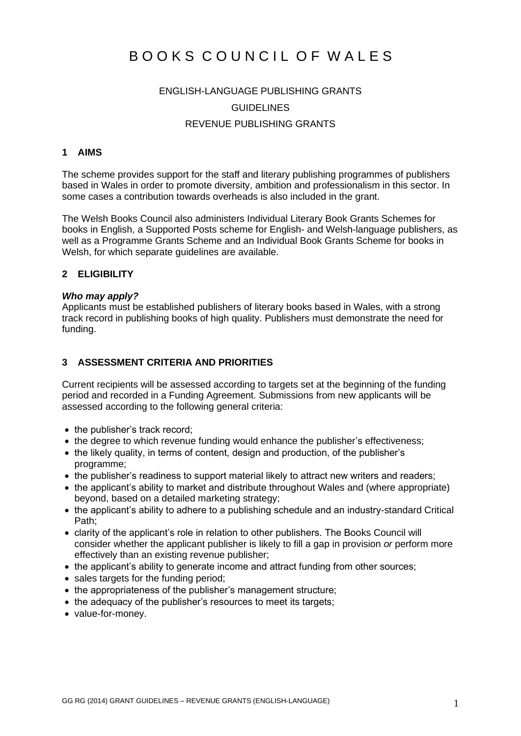# BOOKS COUNCIL OF WALES

ENGLISH-LANGUAGE PUBLISHING GRANTS

GUIDELINES

REVENUE PUBLISHING GRANTS

## 1 AIMS

The scheme provides support for the staff and literary publishing programmes of publishers based in Wales in order to promote diversity, ambition and professionalism in this sector. In some cases a contribution towards overheads is also included in the grant.

The Welsh Books Council also administers Individual Literary Book Grants Schemes for books in English, a Supported Posts scheme for English- and Welsh-language publishers, as well as a Programme Grants Scheme and an Individual Book Grants Scheme for books in Welsh, for which separate guidelines are available.

## 2 ELIGIBILITY

***Who may apply?***

Applicants must be established publishers of literary books based in Wales, with a strong track record in publishing books of high quality. Publishers must demonstrate the need for funding.

## 3 ASSESSMENT CRITERIA AND PRIORITIES

Current recipients will be assessed according to targets set at the beginning of the funding period and recorded in a Funding Agreement. Submissions from new applicants will be assessed according to the following general criteria:

- the publisher's track record;
- the degree to which revenue funding would enhance the publisher's effectiveness;
- the likely quality, in terms of content, design and production, of the publisher's programme;
- the publisher's readiness to support material likely to attract new writers and readers;
- the applicant's ability to market and distribute throughout Wales and (where appropriate) beyond, based on a detailed marketing strategy;
- the applicant's ability to adhere to a publishing schedule and an industry-standard Critical Path;
- clarity of the applicant's role in relation to other publishers. The Books Council will consider whether the applicant publisher is likely to fill a gap in provision *or* perform more effectively than an existing revenue publisher;
- the applicant's ability to generate income and attract funding from other sources;
- sales targets for the funding period;
- the appropriateness of the publisher's management structure;
- the adequacy of the publisher's resources to meet its targets;
- value-for-money.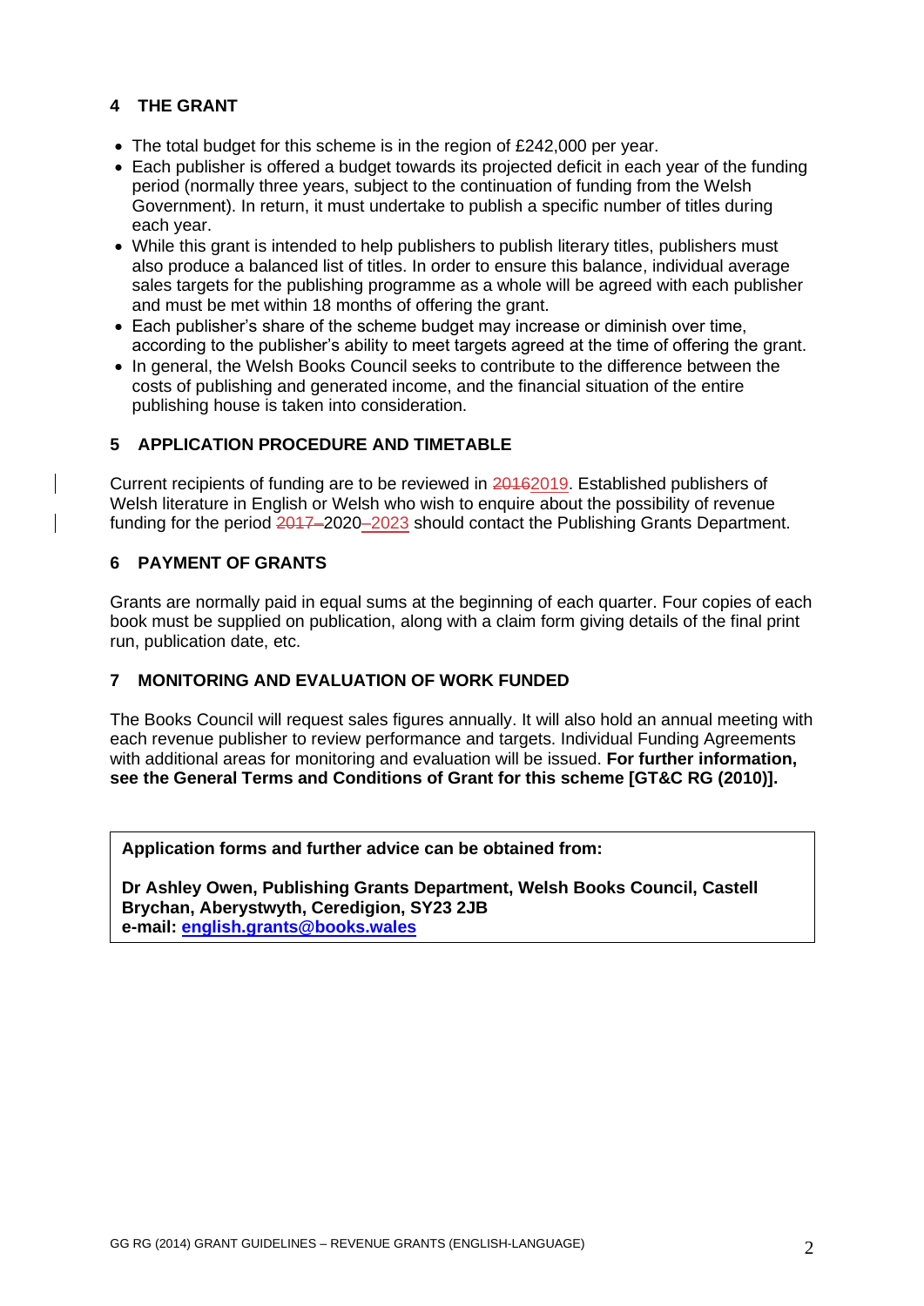## 4 THE GRANT

- The total budget for this scheme is in the region of £242,000 per year.
- Each publisher is offered a budget towards its projected deficit in each year of the funding period (normally three years, subject to the continuation of funding from the Welsh Government). In return, it must undertake to publish a specific number of titles during each year.
- While this grant is intended to help publishers to publish literary titles, publishers must also produce a balanced list of titles. In order to ensure this balance, individual average sales targets for the publishing programme as a whole will be agreed with each publisher and must be met within 18 months of offering the grant.
- Each publisher's share of the scheme budget may increase or diminish over time, according to the publisher's ability to meet targets agreed at the time of offering the grant.
- In general, the Welsh Books Council seeks to contribute to the difference between the costs of publishing and generated income, and the financial situation of the entire publishing house is taken into consideration.

## 5 APPLICATION PROCEDURE AND TIMETABLE

Current recipients of funding are to be reviewed in ~~2016~~2019. Established publishers of Welsh literature in English or Welsh who wish to enquire about the possibility of revenue funding for the period ~~2017–~~2020–2023 should contact the Publishing Grants Department.

## 6 PAYMENT OF GRANTS

Grants are normally paid in equal sums at the beginning of each quarter. Four copies of each book must be supplied on publication, along with a claim form giving details of the final print run, publication date, etc.

## 7 MONITORING AND EVALUATION OF WORK FUNDED

The Books Council will request sales figures annually. It will also hold an annual meeting with each revenue publisher to review performance and targets. Individual Funding Agreements with additional areas for monitoring and evaluation will be issued. **For further information, see the General Terms and Conditions of Grant for this scheme [GT&C RG (2010)].**

**Application forms and further advice can be obtained from:**

**Dr Ashley Owen, Publishing Grants Department, Welsh Books Council, Castell Brychan, Aberystwyth, Ceredigion, SY23 2JB**
**e-mail: english.grants@books.wales**